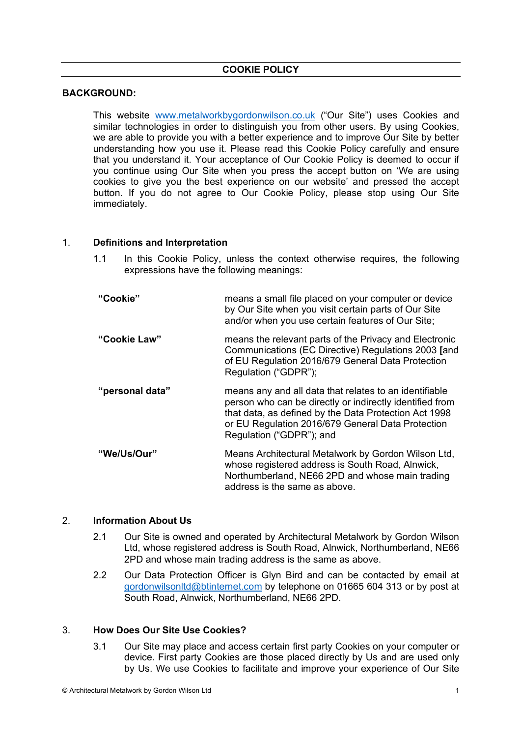# COOKIE POLICY

## BACKGROUND:

This website [www.metalworkbygordonwilson.co.uk](http://www.metalworkbygordonwilson.co.uk) ("Our Site") uses Cookies and similar technologies in order to distinguish you from other users. By using Cookies, we are able to provide you with a better experience and to improve Our Site by better understanding how you use it. Please read this Cookie Policy carefully and ensure that you understand it. Your acceptance of Our Cookie Policy is deemed to occur if you continue using Our Site when you press the accept button on 'We are using cookies to give you the best experience on our website' and pressed the accept button. If you do not agree to Our Cookie Policy, please stop using Our Site immediately.

## 1. Definitions and Interpretation

1.1 In this Cookie Policy, unless the context otherwise requires, the following expressions have the following meanings:

| | |
|---|---|
| **"Cookie"** | means a small file placed on your computer or device by Our Site when you visit certain parts of Our Site and/or when you use certain features of Our Site; |
| **"Cookie Law"** | means the relevant parts of the Privacy and Electronic Communications (EC Directive) Regulations 2003 **[**and of EU Regulation 2016/679 General Data Protection Regulation ("GDPR"); |
| **"personal data"** | means any and all data that relates to an identifiable person who can be directly or indirectly identified from that data, as defined by the Data Protection Act 1998 or EU Regulation 2016/679 General Data Protection Regulation ("GDPR"); and |
| **"We/Us/Our"** | Means Architectural Metalwork by Gordon Wilson Ltd, whose registered address is South Road, Alnwick, Northumberland, NE66 2PD and whose main trading address is the same as above. |

## 2. Information About Us

2.1 Our Site is owned and operated by Architectural Metalwork by Gordon Wilson Ltd, whose registered address is South Road, Alnwick, Northumberland, NE66 2PD and whose main trading address is the same as above.

2.2 Our Data Protection Officer is Glyn Bird and can be contacted by email at [gordonwilsonltd@btinternet.com](mailto:gordonwilsonltd@btinternet.com) by telephone on 01665 604 313 or by post at South Road, Alnwick, Northumberland, NE66 2PD.

## 3. How Does Our Site Use Cookies?

3.1 Our Site may place and access certain first party Cookies on your computer or device. First party Cookies are those placed directly by Us and are used only by Us. We use Cookies to facilitate and improve your experience of Our Site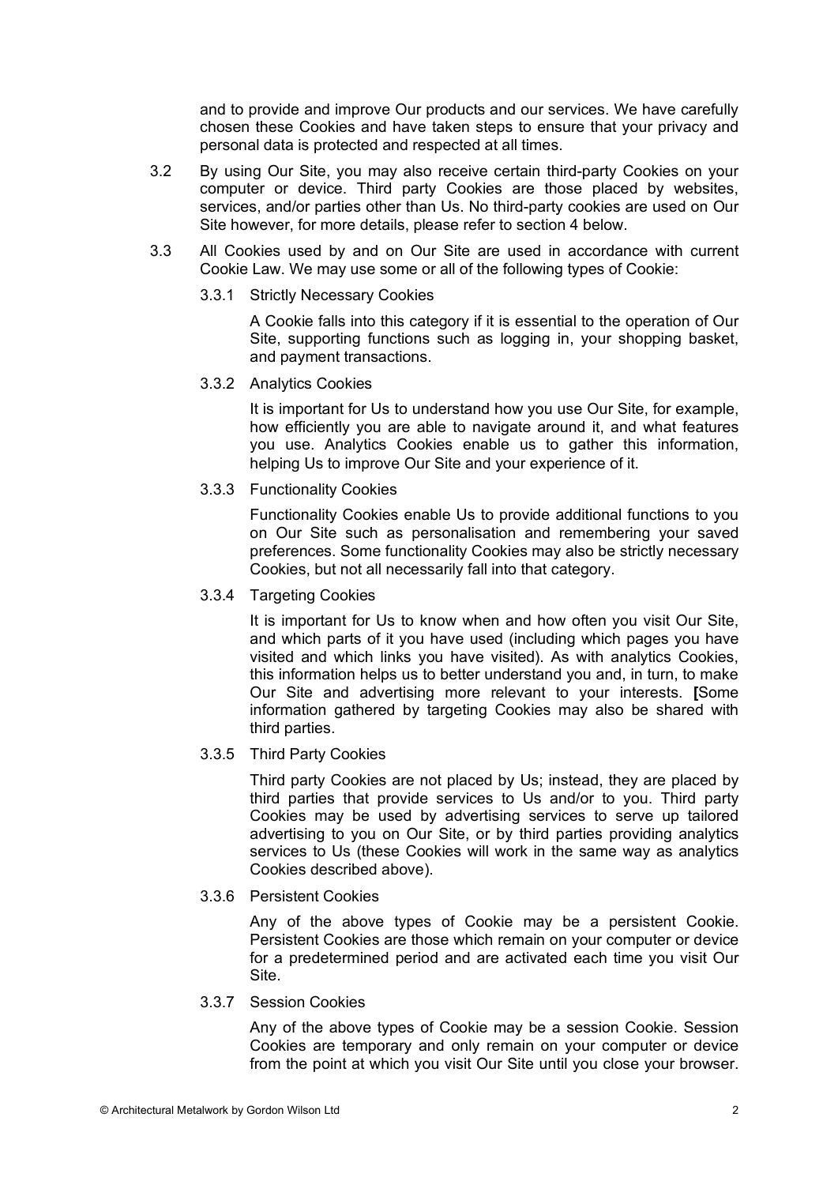and to provide and improve Our products and our services. We have carefully chosen these Cookies and have taken steps to ensure that your privacy and personal data is protected and respected at all times.

3.2 By using Our Site, you may also receive certain third-party Cookies on your computer or device. Third party Cookies are those placed by websites, services, and/or parties other than Us. No third-party cookies are used on Our Site however, for more details, please refer to section 4 below.

3.3 All Cookies used by and on Our Site are used in accordance with current Cookie Law. We may use some or all of the following types of Cookie:

3.3.1 Strictly Necessary Cookies

A Cookie falls into this category if it is essential to the operation of Our Site, supporting functions such as logging in, your shopping basket, and payment transactions.

3.3.2 Analytics Cookies

It is important for Us to understand how you use Our Site, for example, how efficiently you are able to navigate around it, and what features you use. Analytics Cookies enable us to gather this information, helping Us to improve Our Site and your experience of it.

3.3.3 Functionality Cookies

Functionality Cookies enable Us to provide additional functions to you on Our Site such as personalisation and remembering your saved preferences. Some functionality Cookies may also be strictly necessary Cookies, but not all necessarily fall into that category.

3.3.4 Targeting Cookies

It is important for Us to know when and how often you visit Our Site, and which parts of it you have used (including which pages you have visited and which links you have visited). As with analytics Cookies, this information helps us to better understand you and, in turn, to make Our Site and advertising more relevant to your interests. **[**Some information gathered by targeting Cookies may also be shared with third parties.

3.3.5 Third Party Cookies

Third party Cookies are not placed by Us; instead, they are placed by third parties that provide services to Us and/or to you. Third party Cookies may be used by advertising services to serve up tailored advertising to you on Our Site, or by third parties providing analytics services to Us (these Cookies will work in the same way as analytics Cookies described above).

3.3.6 Persistent Cookies

Any of the above types of Cookie may be a persistent Cookie. Persistent Cookies are those which remain on your computer or device for a predetermined period and are activated each time you visit Our Site.

3.3.7 Session Cookies

Any of the above types of Cookie may be a session Cookie. Session Cookies are temporary and only remain on your computer or device from the point at which you visit Our Site until you close your browser.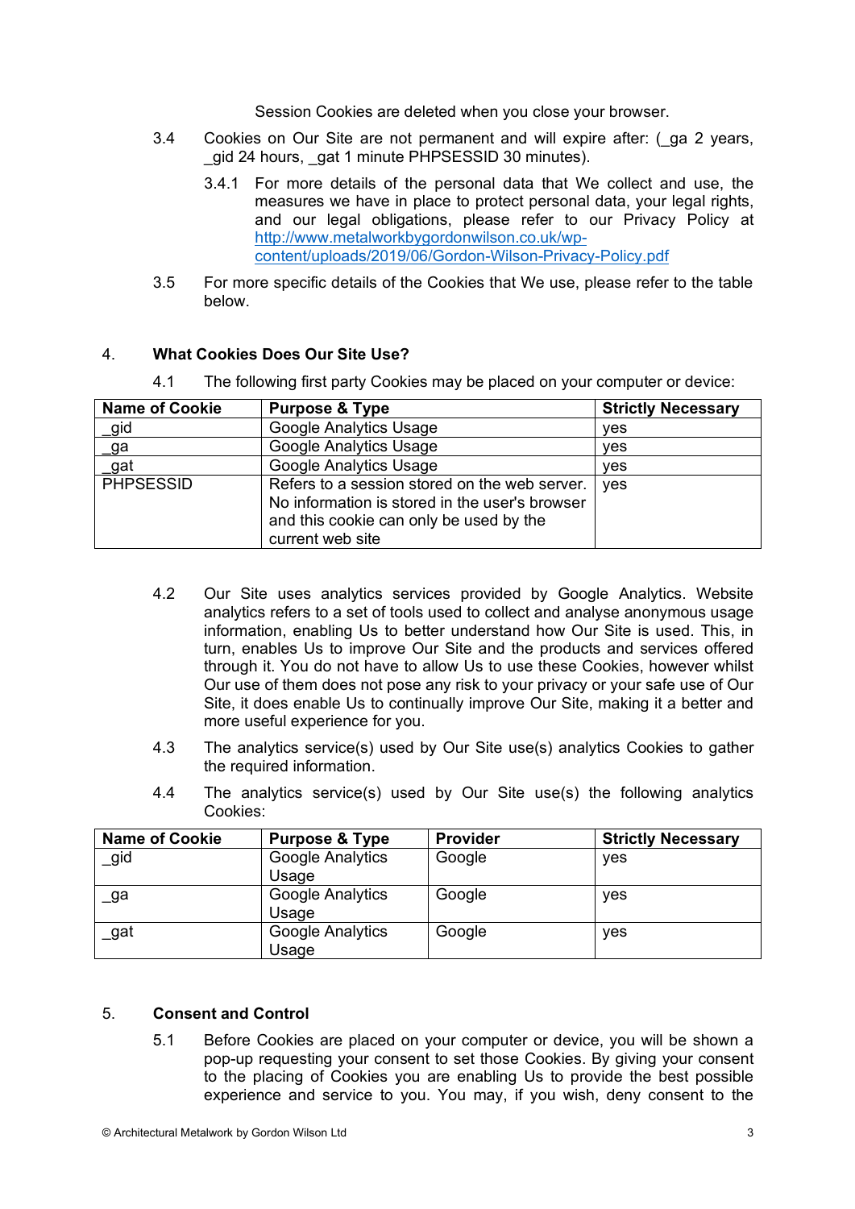Session Cookies are deleted when you close your browser.

3.4 Cookies on Our Site are not permanent and will expire after: (_ga 2 years, _gid 24 hours, _gat 1 minute PHPSESSID 30 minutes).

3.4.1 For more details of the personal data that We collect and use, the measures we have in place to protect personal data, your legal rights, and our legal obligations, please refer to our Privacy Policy at [http://www.metalworkbygordonwilson.co.uk/wp-content/uploads/2019/06/Gordon-Wilson-Privacy-Policy.pdf](http://www.metalworkbygordonwilson.co.uk/wp-content/uploads/2019/06/Gordon-Wilson-Privacy-Policy.pdf)

3.5 For more specific details of the Cookies that We use, please refer to the table below.

## 4. What Cookies Does Our Site Use?

4.1 The following first party Cookies may be placed on your computer or device:

| Name of Cookie | Purpose & Type | Strictly Necessary |
|---|---|---|
| _gid | Google Analytics Usage | yes |
| _ga | Google Analytics Usage | yes |
| _gat | Google Analytics Usage | yes |
| PHPSESSID | Refers to a session stored on the web server. No information is stored in the user's browser and this cookie can only be used by the current web site | yes |

4.2 Our Site uses analytics services provided by Google Analytics. Website analytics refers to a set of tools used to collect and analyse anonymous usage information, enabling Us to better understand how Our Site is used. This, in turn, enables Us to improve Our Site and the products and services offered through it. You do not have to allow Us to use these Cookies, however whilst Our use of them does not pose any risk to your privacy or your safe use of Our Site, it does enable Us to continually improve Our Site, making it a better and more useful experience for you.

4.3 The analytics service(s) used by Our Site use(s) analytics Cookies to gather the required information.

4.4 The analytics service(s) used by Our Site use(s) the following analytics Cookies:

| Name of Cookie | Purpose & Type | Provider | Strictly Necessary |
|---|---|---|---|
| _gid | Google Analytics Usage | Google | yes |
| _ga | Google Analytics Usage | Google | yes |
| _gat | Google Analytics Usage | Google | yes |

## 5. Consent and Control

5.1 Before Cookies are placed on your computer or device, you will be shown a pop-up requesting your consent to set those Cookies. By giving your consent to the placing of Cookies you are enabling Us to provide the best possible experience and service to you. You may, if you wish, deny consent to the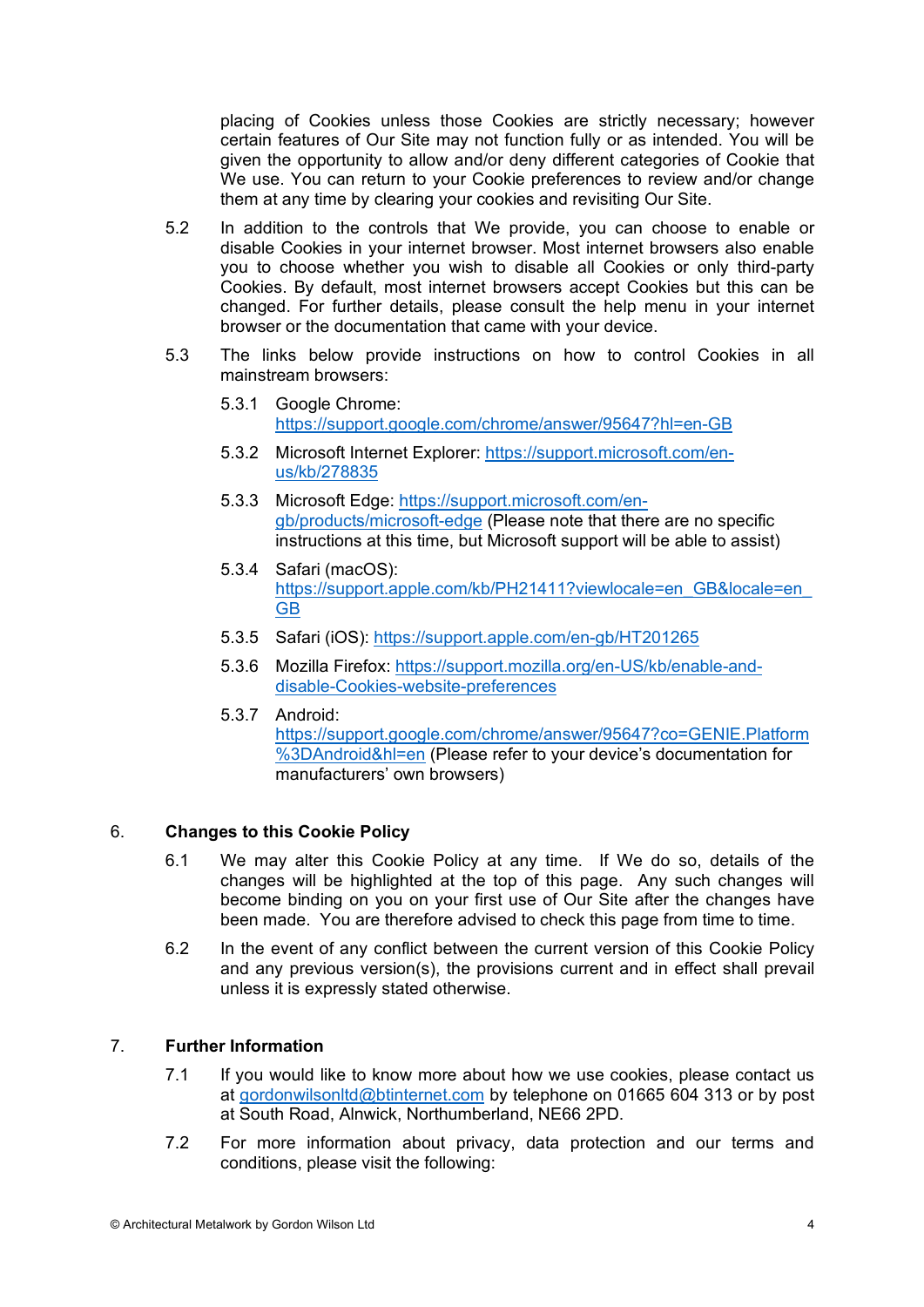placing of Cookies unless those Cookies are strictly necessary; however certain features of Our Site may not function fully or as intended. You will be given the opportunity to allow and/or deny different categories of Cookie that We use. You can return to your Cookie preferences to review and/or change them at any time by clearing your cookies and revisiting Our Site.

5.2 In addition to the controls that We provide, you can choose to enable or disable Cookies in your internet browser. Most internet browsers also enable you to choose whether you wish to disable all Cookies or only third-party Cookies. By default, most internet browsers accept Cookies but this can be changed. For further details, please consult the help menu in your internet browser or the documentation that came with your device.

5.3 The links below provide instructions on how to control Cookies in all mainstream browsers:

5.3.1 Google Chrome: https://support.google.com/chrome/answer/95647?hl=en-GB

5.3.2 Microsoft Internet Explorer: https://support.microsoft.com/en-us/kb/278835

5.3.3 Microsoft Edge: https://support.microsoft.com/en-gb/products/microsoft-edge (Please note that there are no specific instructions at this time, but Microsoft support will be able to assist)

5.3.4 Safari (macOS): https://support.apple.com/kb/PH21411?viewlocale=en_GB&locale=en_GB

5.3.5 Safari (iOS): https://support.apple.com/en-gb/HT201265

5.3.6 Mozilla Firefox: https://support.mozilla.org/en-US/kb/enable-and-disable-Cookies-website-preferences

5.3.7 Android: https://support.google.com/chrome/answer/95647?co=GENIE.Platform%3DAndroid&hl=en (Please refer to your device's documentation for manufacturers' own browsers)

## 6. Changes to this Cookie Policy

6.1 We may alter this Cookie Policy at any time. If We do so, details of the changes will be highlighted at the top of this page. Any such changes will become binding on you on your first use of Our Site after the changes have been made. You are therefore advised to check this page from time to time.

6.2 In the event of any conflict between the current version of this Cookie Policy and any previous version(s), the provisions current and in effect shall prevail unless it is expressly stated otherwise.

## 7. Further Information

7.1 If you would like to know more about how we use cookies, please contact us at gordonwilsonltd@btinternet.com by telephone on 01665 604 313 or by post at South Road, Alnwick, Northumberland, NE66 2PD.

7.2 For more information about privacy, data protection and our terms and conditions, please visit the following: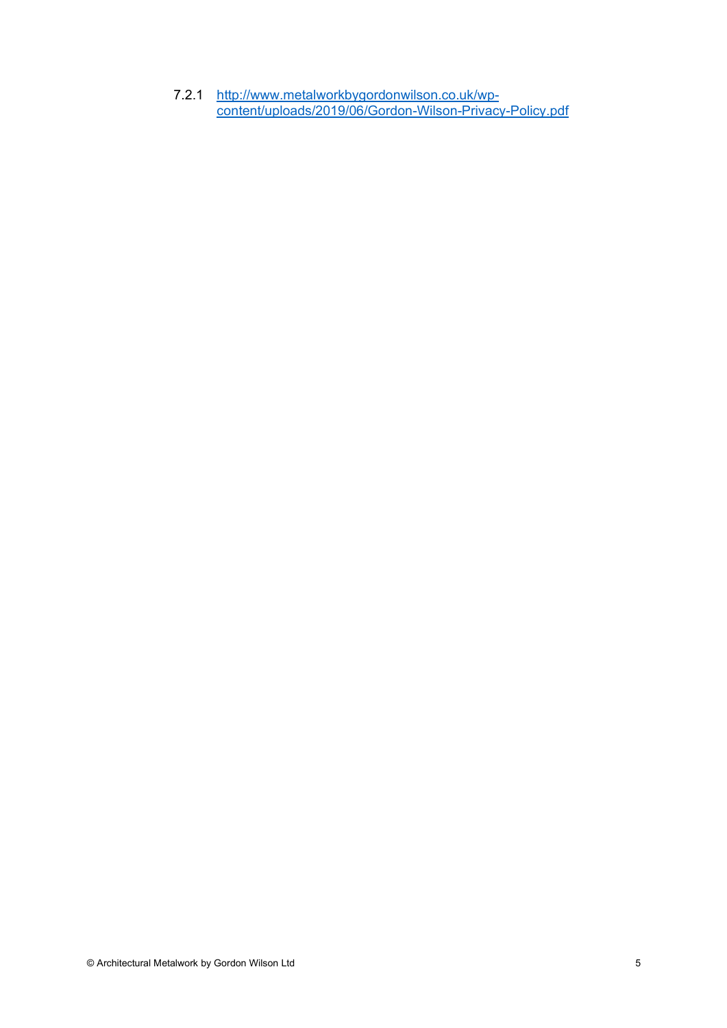7.2.1 http://www.metalworkbygordonwilson.co.uk/wp-content/uploads/2019/06/Gordon-Wilson-Privacy-Policy.pdf